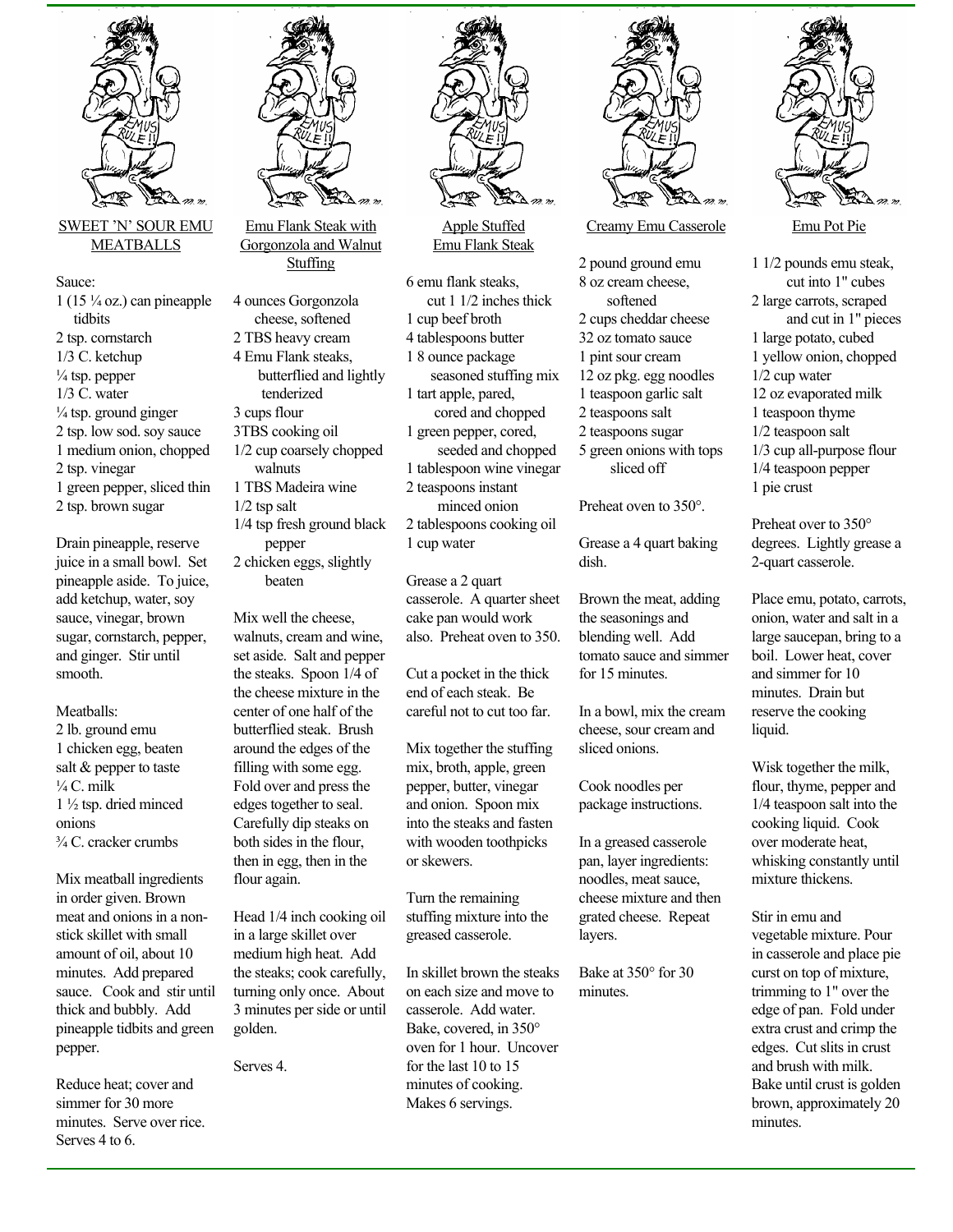## SWEET 'N' SOUR EMU MEATBALLS

Sauce:

- 1 (15 ¼ oz.) can pineapple tidbits
- 2 tsp. cornstarch
- 1/3 C. ketchup
- ¼ tsp. pepper
- 1/3 C. water
- ¼ tsp. ground ginger
- 2 tsp. low sod. soy sauce
- 1 medium onion, chopped
- 2 tsp. vinegar
- 1 green pepper, sliced thin
- 2 tsp. brown sugar

Drain pineapple, reserve juice in a small bowl. Set pineapple aside. To juice, add ketchup, water, soy sauce, vinegar, brown sugar, cornstarch, pepper, and ginger. Stir until smooth.

Meatballs:

- 2 lb. ground emu
- 1 chicken egg, beaten
- salt & pepper to taste
- ¼ C. milk
- 1 ½ tsp. dried minced onions
- ¾ C. cracker crumbs

Mix meatball ingredients in order given. Brown meat and onions in a non-stick skillet with small amount of oil, about 10 minutes. Add prepared sauce. Cook and stir until thick and bubbly. Add pineapple tidbits and green pepper.

Reduce heat; cover and simmer for 30 more minutes. Serve over rice. Serves 4 to 6.

## Emu Flank Steak with Gorgonzola and Walnut Stuffing

- 4 ounces Gorgonzola cheese, softened
- 2 TBS heavy cream
- 4 Emu Flank steaks, butterflied and lightly tenderized
- 3 cups flour
- 3TBS cooking oil
- 1/2 cup coarsely chopped walnuts
- 1 TBS Madeira wine
- 1/2 tsp salt
- 1/4 tsp fresh ground black pepper
- 2 chicken eggs, slightly beaten

Mix well the cheese, walnuts, cream and wine, set aside. Salt and pepper the steaks. Spoon 1/4 of the cheese mixture in the center of one half of the butterflied steak. Brush around the edges of the filling with some egg. Fold over and press the edges together to seal. Carefully dip steaks on both sides in the flour, then in egg, then in the flour again.

Head 1/4 inch cooking oil in a large skillet over medium high heat. Add the steaks; cook carefully, turning only once. About 3 minutes per side or until golden.

Serves 4.

## Apple Stuffed Emu Flank Steak

- 6 emu flank steaks, cut 1 1/2 inches thick
- 1 cup beef broth
- 4 tablespoons butter
- 1 8 ounce package seasoned stuffing mix
- 1 tart apple, pared, cored and chopped
- 1 green pepper, cored, seeded and chopped
- 1 tablespoon wine vinegar
- 2 teaspoons instant minced onion
- 2 tablespoons cooking oil
- 1 cup water

Grease a 2 quart casserole. A quarter sheet cake pan would work also. Preheat oven to 350.

Cut a pocket in the thick end of each steak. Be careful not to cut too far.

Mix together the stuffing mix, broth, apple, green pepper, butter, vinegar and onion. Spoon mix into the steaks and fasten with wooden toothpicks or skewers.

Turn the remaining stuffing mixture into the greased casserole.

In skillet brown the steaks on each size and move to casserole. Add water. Bake, covered, in 350° oven for 1 hour. Uncover for the last 10 to 15 minutes of cooking. Makes 6 servings.

## Creamy Emu Casserole

- 2 pound ground emu
- 8 oz cream cheese, softened
- 2 cups cheddar cheese
- 32 oz tomato sauce
- 1 pint sour cream
- 12 oz pkg. egg noodles
- 1 teaspoon garlic salt
- 2 teaspoons salt
- 2 teaspoons sugar
- 5 green onions with tops sliced off

Preheat oven to 350°.

Grease a 4 quart baking dish.

Brown the meat, adding the seasonings and blending well. Add tomato sauce and simmer for 15 minutes.

In a bowl, mix the cream cheese, sour cream and sliced onions.

Cook noodles per package instructions.

In a greased casserole pan, layer ingredients: noodles, meat sauce, cheese mixture and then grated cheese. Repeat layers.

Bake at 350° for 30 minutes.

## Emu Pot Pie

- 1 1/2 pounds emu steak, cut into 1" cubes
- 2 large carrots, scraped and cut in 1" pieces
- 1 large potato, cubed
- 1 yellow onion, chopped
- 1/2 cup water
- 12 oz evaporated milk
- 1 teaspoon thyme
- 1/2 teaspoon salt
- 1/3 cup all-purpose flour
- 1/4 teaspoon pepper
- 1 pie crust

Preheat over to 350° degrees. Lightly grease a 2-quart casserole.

Place emu, potato, carrots, onion, water and salt in a large saucepan, bring to a boil. Lower heat, cover and simmer for 10 minutes. Drain but reserve the cooking liquid.

Wisk together the milk, flour, thyme, pepper and 1/4 teaspoon salt into the cooking liquid. Cook over moderate heat, whisking constantly until mixture thickens.

Stir in emu and vegetable mixture. Pour in casserole and place pie curst on top of mixture, trimming to 1" over the edge of pan. Fold under extra crust and crimp the edges. Cut slits in crust and brush with milk. Bake until crust is golden brown, approximately 20 minutes.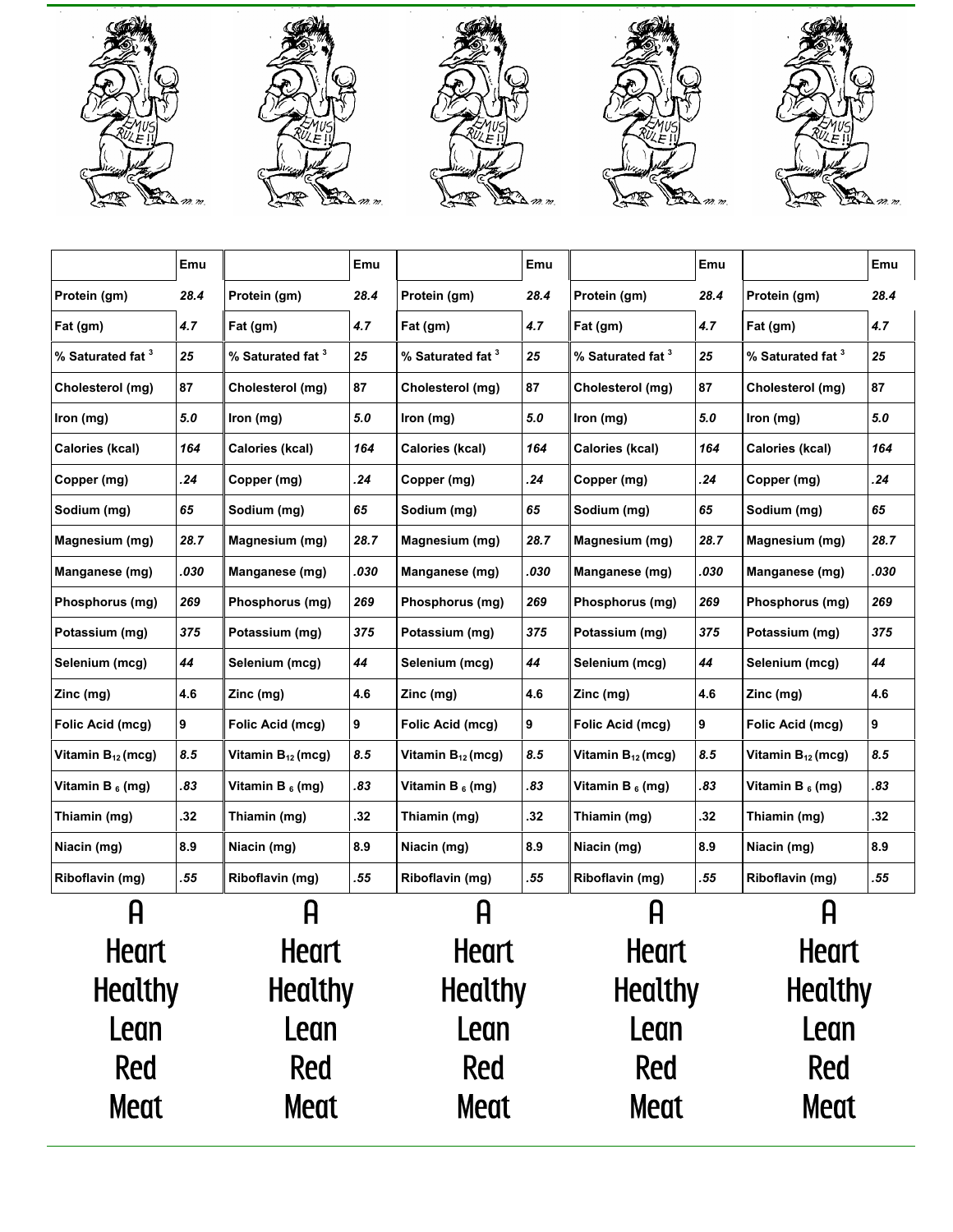| | Emu | | Emu | | Emu | | Emu | | Emu |
|---|---|---|---|---|---|---|---|---|---|
| Protein (gm) | *28.4* | Protein (gm) | *28.4* | Protein (gm) | *28.4* | Protein (gm) | *28.4* | Protein (gm) | *28.4* |
| Fat (gm) | *4.7* | Fat (gm) | *4.7* | Fat (gm) | *4.7* | Fat (gm) | *4.7* | Fat (gm) | *4.7* |
| % Saturated fat [3] | *25* | % Saturated fat [3] | *25* | % Saturated fat [3] | *25* | % Saturated fat [3] | *25* | % Saturated fat [3] | *25* |
| Cholesterol (mg) | 87 | Cholesterol (mg) | 87 | Cholesterol (mg) | 87 | Cholesterol (mg) | 87 | Cholesterol (mg) | 87 |
| Iron (mg) | *5.0* | Iron (mg) | *5.0* | Iron (mg) | *5.0* | Iron (mg) | *5.0* | Iron (mg) | *5.0* |
| Calories (kcal) | *164* | Calories (kcal) | *164* | Calories (kcal) | *164* | Calories (kcal) | *164* | Calories (kcal) | *164* |
| Copper (mg) | *.24* | Copper (mg) | *.24* | Copper (mg) | *.24* | Copper (mg) | *.24* | Copper (mg) | *.24* |
| Sodium (mg) | *65* | Sodium (mg) | *65* | Sodium (mg) | *65* | Sodium (mg) | *65* | Sodium (mg) | *65* |
| Magnesium (mg) | *28.7* | Magnesium (mg) | *28.7* | Magnesium (mg) | *28.7* | Magnesium (mg) | *28.7* | Magnesium (mg) | *28.7* |
| Manganese (mg) | *.030* | Manganese (mg) | *.030* | Manganese (mg) | *.030* | Manganese (mg) | *.030* | Manganese (mg) | *.030* |
| Phosphorus (mg) | *269* | Phosphorus (mg) | *269* | Phosphorus (mg) | *269* | Phosphorus (mg) | *269* | Phosphorus (mg) | *269* |
| Potassium (mg) | *375* | Potassium (mg) | *375* | Potassium (mg) | *375* | Potassium (mg) | *375* | Potassium (mg) | *375* |
| Selenium (mcg) | *44* | Selenium (mcg) | *44* | Selenium (mcg) | *44* | Selenium (mcg) | *44* | Selenium (mcg) | *44* |
| Zinc (mg) | 4.6 | Zinc (mg) | 4.6 | Zinc (mg) | 4.6 | Zinc (mg) | 4.6 | Zinc (mg) | 4.6 |
| Folic Acid (mcg) | 9 | Folic Acid (mcg) | 9 | Folic Acid (mcg) | 9 | Folic Acid (mcg) | 9 | Folic Acid (mcg) | 9 |
| Vitamin $B_{12}$ (mcg) | *8.5* | Vitamin $B_{12}$ (mcg) | *8.5* | Vitamin $B_{12}$ (mcg) | *8.5* | Vitamin $B_{12}$ (mcg) | *8.5* | Vitamin $B_{12}$ (mcg) | *8.5* |
| Vitamin $B_6$ (mg) | *.83* | Vitamin $B_6$ (mg) | *.83* | Vitamin $B_6$ (mg) | *.83* | Vitamin $B_6$ (mg) | *.83* | Vitamin $B_6$ (mg) | *.83* |
| Thiamin (mg) | .32 | Thiamin (mg) | .32 | Thiamin (mg) | .32 | Thiamin (mg) | .32 | Thiamin (mg) | .32 |
| Niacin (mg) | 8.9 | Niacin (mg) | 8.9 | Niacin (mg) | 8.9 | Niacin (mg) | 8.9 | Niacin (mg) | 8.9 |
| Riboflavin (mg) | *.55* | Riboflavin (mg) | *.55* | Riboflavin (mg) | *.55* | Riboflavin (mg) | *.55* | Riboflavin (mg) | *.55* |

A Heart Healthy Lean Red Meat

A Heart Healthy Lean Red Meat

A Heart Healthy Lean Red Meat

A Heart Healthy Lean Red Meat

A Heart Healthy Lean Red Meat